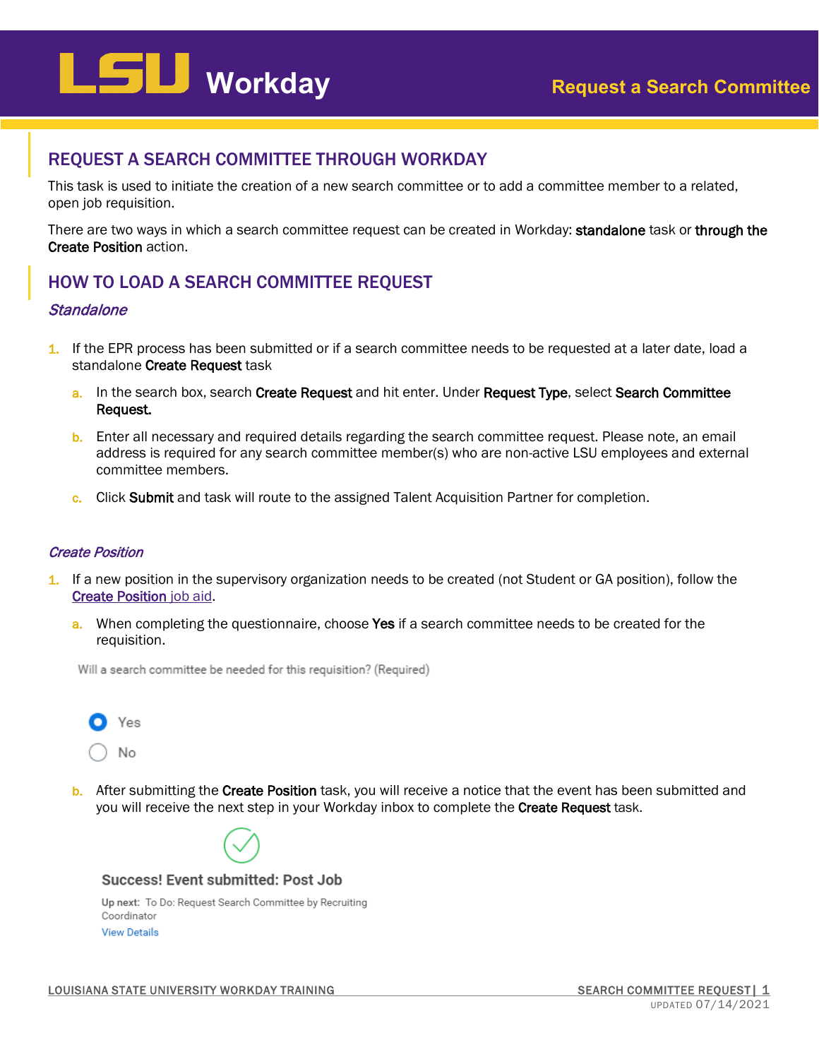# LSU Workday — Request a Search Committee

## REQUEST A SEARCH COMMITTEE THROUGH WORKDAY

This task is used to initiate the creation of a new search committee or to add a committee member to a related, open job requisition.

There are two ways in which a search committee request can be created in Workday: **standalone** task or **through the Create Position** action.

## HOW TO LOAD A SEARCH COMMITTEE REQUEST

### *Standalone*

1. If the EPR process has been submitted or if a search committee needs to be requested at a later date, load a standalone **Create Request** task
   a. In the search box, search **Create Request** and hit enter. Under **Request Type**, select **Search Committee Request.**
   b. Enter all necessary and required details regarding the search committee request. Please note, an email address is required for any search committee member(s) who are non-active LSU employees and external committee members.
   c. Click **Submit** and task will route to the assigned Talent Acquisition Partner for completion.

### *Create Position*

1. If a new position in the supervisory organization needs to be created (not Student or GA position), follow the **Create Position** job aid.
   a. When completing the questionnaire, choose **Yes** if a search committee needs to be created for the requisition.

   Will a search committee be needed for this requisition? (Required)

   - (●) Yes
   - ( ) No

   b. After submitting the **Create Position** task, you will receive a notice that the event has been submitted and you will receive the next step in your Workday inbox to complete the **Create Request** task.

   **Success! Event submitted: Post Job**

   Up next: To Do: Request Search Committee by Recruiting Coordinator

   View Details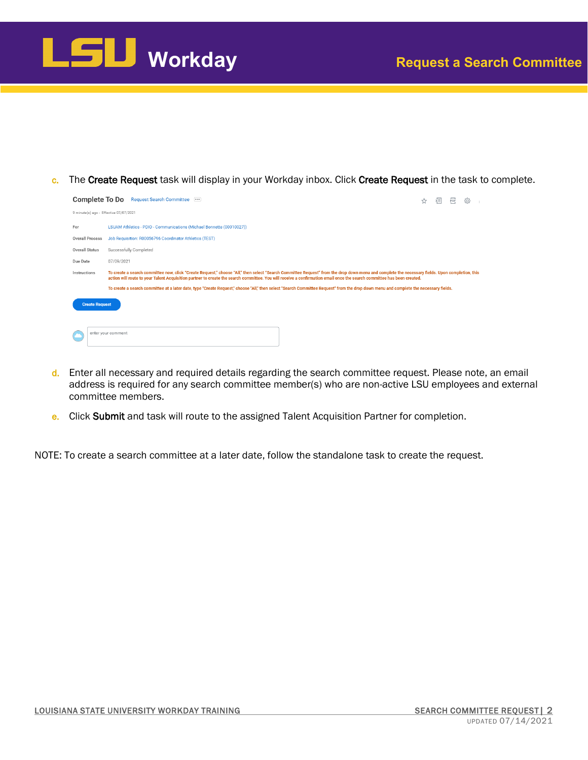c. The **Create Request** task will display in your Workday inbox. Click **Create Request** in the task to complete.

Complete To Do Request Search Committee

9 minute(s) ago - Effective 07/07/2021

For LSUAM Athletics - PDIO - Communications (Michael Bonnette (00010027))

Overall Process Job Requisition: R00056796 Coordinator Athletics (TEST)

Overall Status Successfully Completed

Due Date 07/09/2021

Instructions To create a search committee now, click "Create Request," choose "All," then select "Search Committee Request" from the drop down menu and complete the necessary fields. Upon completion, this action will route to your Talent Acquisition partner to create the search committee. You will receive a confirmation email once the search committee has been created.

To create a search committee at a later date, type "Create Request," choose "All," then select "Search Committee Request" from the drop down menu and complete the necessary fields.

Create Request

enter your comment

d. Enter all necessary and required details regarding the search committee request. Please note, an email address is required for any search committee member(s) who are non-active LSU employees and external committee members.

e. Click **Submit** and task will route to the assigned Talent Acquisition Partner for completion.

NOTE: To create a search committee at a later date, follow the standalone task to create the request.